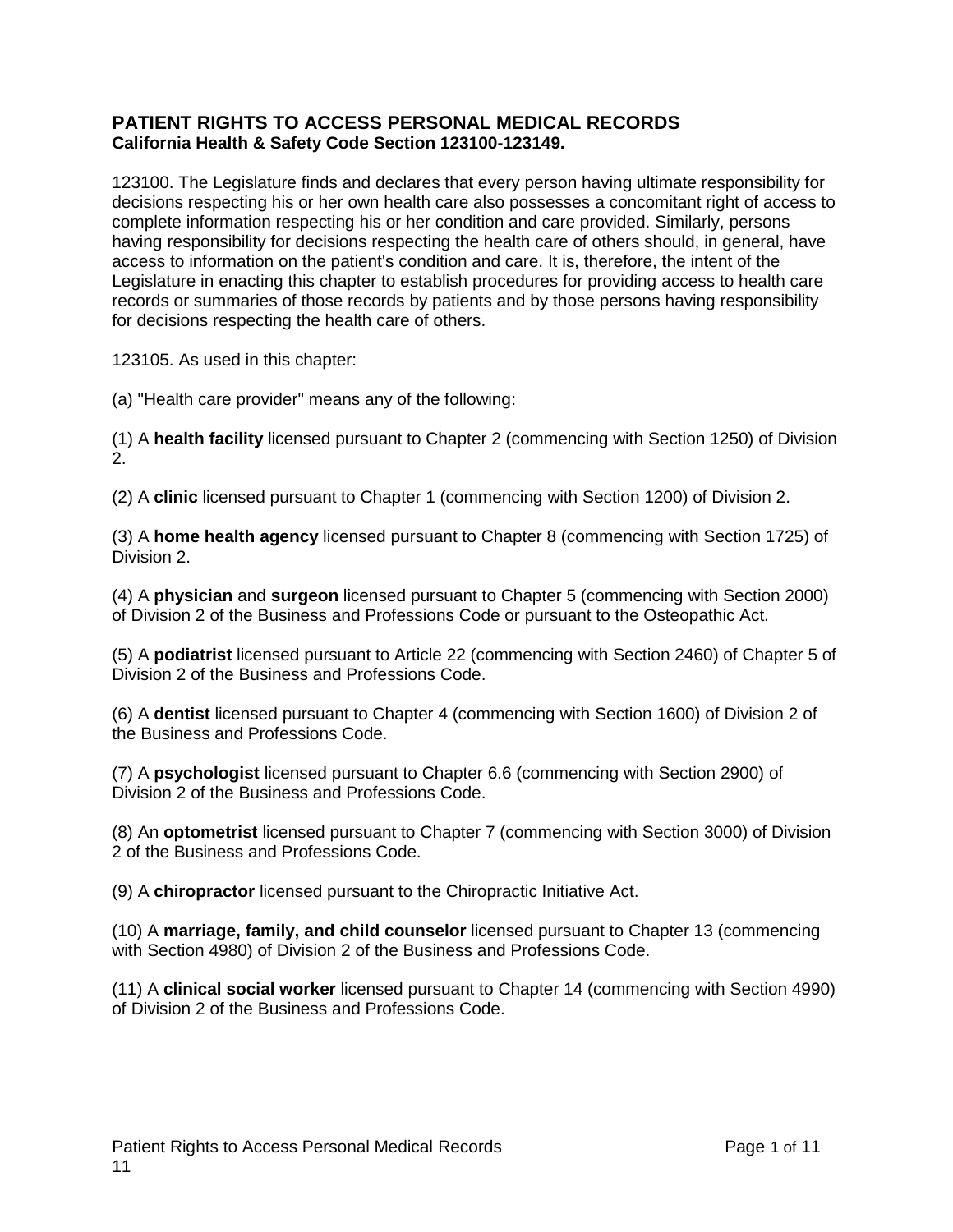# PATIENT RIGHTS TO ACCESS PERSONAL MEDICAL RECORDS

**California Health & Safety Code Section 123100-123149.**

123100. The Legislature finds and declares that every person having ultimate responsibility for decisions respecting his or her own health care also possesses a concomitant right of access to complete information respecting his or her condition and care provided. Similarly, persons having responsibility for decisions respecting the health care of others should, in general, have access to information on the patient's condition and care. It is, therefore, the intent of the Legislature in enacting this chapter to establish procedures for providing access to health care records or summaries of those records by patients and by those persons having responsibility for decisions respecting the health care of others.

123105. As used in this chapter:

(a) "Health care provider" means any of the following:

(1) A **health facility** licensed pursuant to Chapter 2 (commencing with Section 1250) of Division 2.

(2) A **clinic** licensed pursuant to Chapter 1 (commencing with Section 1200) of Division 2.

(3) A **home health agency** licensed pursuant to Chapter 8 (commencing with Section 1725) of Division 2.

(4) A **physician** and **surgeon** licensed pursuant to Chapter 5 (commencing with Section 2000) of Division 2 of the Business and Professions Code or pursuant to the Osteopathic Act.

(5) A **podiatrist** licensed pursuant to Article 22 (commencing with Section 2460) of Chapter 5 of Division 2 of the Business and Professions Code.

(6) A **dentist** licensed pursuant to Chapter 4 (commencing with Section 1600) of Division 2 of the Business and Professions Code.

(7) A **psychologist** licensed pursuant to Chapter 6.6 (commencing with Section 2900) of Division 2 of the Business and Professions Code.

(8) An **optometrist** licensed pursuant to Chapter 7 (commencing with Section 3000) of Division 2 of the Business and Professions Code.

(9) A **chiropractor** licensed pursuant to the Chiropractic Initiative Act.

(10) A **marriage, family, and child counselor** licensed pursuant to Chapter 13 (commencing with Section 4980) of Division 2 of the Business and Professions Code.

(11) A **clinical social worker** licensed pursuant to Chapter 14 (commencing with Section 4990) of Division 2 of the Business and Professions Code.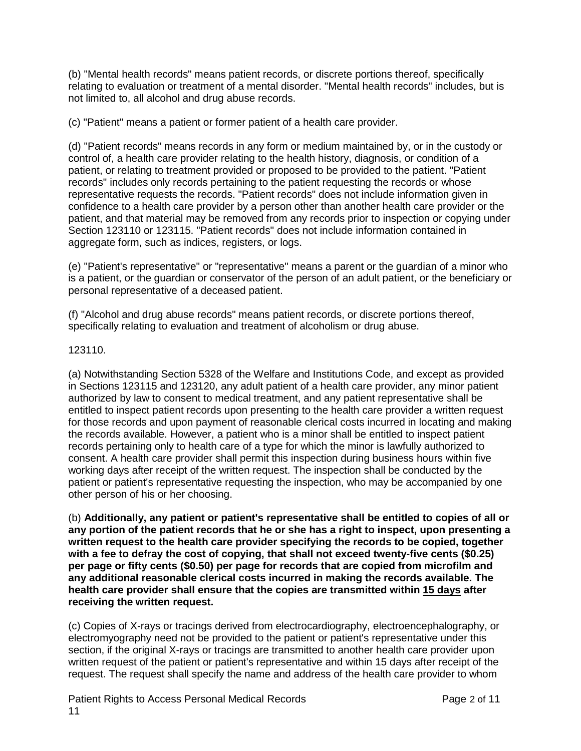(b) "Mental health records" means patient records, or discrete portions thereof, specifically relating to evaluation or treatment of a mental disorder. "Mental health records" includes, but is not limited to, all alcohol and drug abuse records.

(c) "Patient" means a patient or former patient of a health care provider.

(d) "Patient records" means records in any form or medium maintained by, or in the custody or control of, a health care provider relating to the health history, diagnosis, or condition of a patient, or relating to treatment provided or proposed to be provided to the patient. "Patient records" includes only records pertaining to the patient requesting the records or whose representative requests the records. "Patient records" does not include information given in confidence to a health care provider by a person other than another health care provider or the patient, and that material may be removed from any records prior to inspection or copying under Section 123110 or 123115. "Patient records" does not include information contained in aggregate form, such as indices, registers, or logs.

(e) "Patient's representative" or "representative" means a parent or the guardian of a minor who is a patient, or the guardian or conservator of the person of an adult patient, or the beneficiary or personal representative of a deceased patient.

(f) "Alcohol and drug abuse records" means patient records, or discrete portions thereof, specifically relating to evaluation and treatment of alcoholism or drug abuse.

123110.

(a) Notwithstanding Section 5328 of the Welfare and Institutions Code, and except as provided in Sections 123115 and 123120, any adult patient of a health care provider, any minor patient authorized by law to consent to medical treatment, and any patient representative shall be entitled to inspect patient records upon presenting to the health care provider a written request for those records and upon payment of reasonable clerical costs incurred in locating and making the records available. However, a patient who is a minor shall be entitled to inspect patient records pertaining only to health care of a type for which the minor is lawfully authorized to consent. A health care provider shall permit this inspection during business hours within five working days after receipt of the written request. The inspection shall be conducted by the patient or patient's representative requesting the inspection, who may be accompanied by one other person of his or her choosing.

(b) **Additionally, any patient or patient's representative shall be entitled to copies of all or any portion of the patient records that he or she has a right to inspect, upon presenting a written request to the health care provider specifying the records to be copied, together with a fee to defray the cost of copying, that shall not exceed twenty-five cents ($0.25) per page or fifty cents ($0.50) per page for records that are copied from microfilm and any additional reasonable clerical costs incurred in making the records available. The health care provider shall ensure that the copies are transmitted within <u>15 days</u> after receiving the written request.**

(c) Copies of X-rays or tracings derived from electrocardiography, electroencephalography, or electromyography need not be provided to the patient or patient's representative under this section, if the original X-rays or tracings are transmitted to another health care provider upon written request of the patient or patient's representative and within 15 days after receipt of the request. The request shall specify the name and address of the health care provider to whom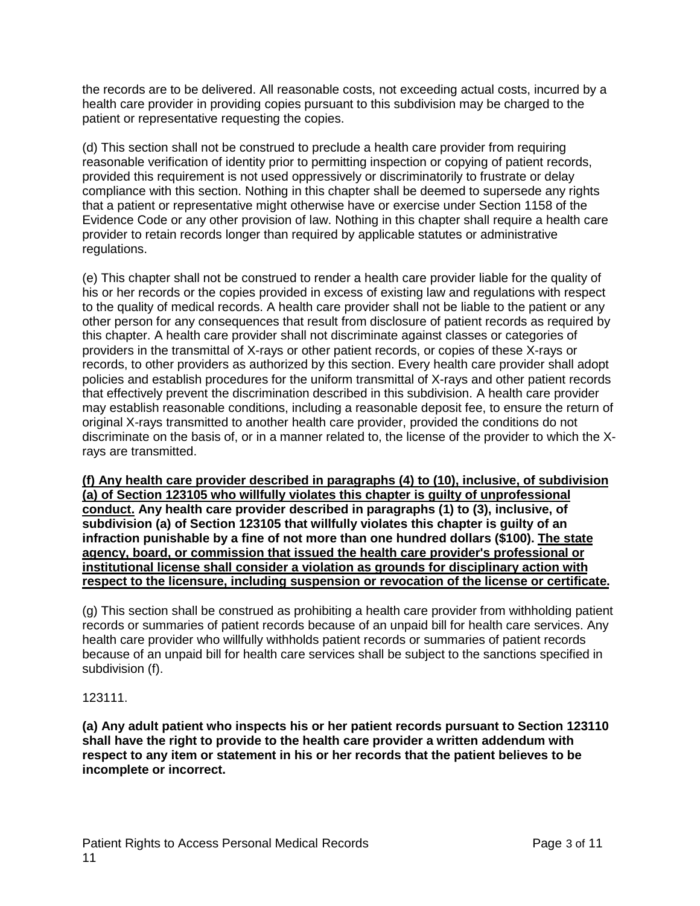the records are to be delivered. All reasonable costs, not exceeding actual costs, incurred by a health care provider in providing copies pursuant to this subdivision may be charged to the patient or representative requesting the copies.

(d) This section shall not be construed to preclude a health care provider from requiring reasonable verification of identity prior to permitting inspection or copying of patient records, provided this requirement is not used oppressively or discriminatorily to frustrate or delay compliance with this section. Nothing in this chapter shall be deemed to supersede any rights that a patient or representative might otherwise have or exercise under Section 1158 of the Evidence Code or any other provision of law. Nothing in this chapter shall require a health care provider to retain records longer than required by applicable statutes or administrative regulations.

(e) This chapter shall not be construed to render a health care provider liable for the quality of his or her records or the copies provided in excess of existing law and regulations with respect to the quality of medical records. A health care provider shall not be liable to the patient or any other person for any consequences that result from disclosure of patient records as required by this chapter. A health care provider shall not discriminate against classes or categories of providers in the transmittal of X-rays or other patient records, or copies of these X-rays or records, to other providers as authorized by this section. Every health care provider shall adopt policies and establish procedures for the uniform transmittal of X-rays and other patient records that effectively prevent the discrimination described in this subdivision. A health care provider may establish reasonable conditions, including a reasonable deposit fee, to ensure the return of original X-rays transmitted to another health care provider, provided the conditions do not discriminate on the basis of, or in a manner related to, the license of the provider to which the X-rays are transmitted.

**<u>(f) Any health care provider described in paragraphs (4) to (10), inclusive, of subdivision (a) of Section 123105 who willfully violates this chapter is guilty of unprofessional conduct.</u> Any health care provider described in paragraphs (1) to (3), inclusive, of subdivision (a) of Section 123105 that willfully violates this chapter is guilty of an infraction punishable by a fine of not more than one hundred dollars ($100). <u>The state agency, board, or commission that issued the health care provider's professional or institutional license shall consider a violation as grounds for disciplinary action with respect to the licensure, including suspension or revocation of the license or certificate.</u>**

(g) This section shall be construed as prohibiting a health care provider from withholding patient records or summaries of patient records because of an unpaid bill for health care services. Any health care provider who willfully withholds patient records or summaries of patient records because of an unpaid bill for health care services shall be subject to the sanctions specified in subdivision (f).

123111.

**(a) Any adult patient who inspects his or her patient records pursuant to Section 123110 shall have the right to provide to the health care provider a written addendum with respect to any item or statement in his or her records that the patient believes to be incomplete or incorrect.**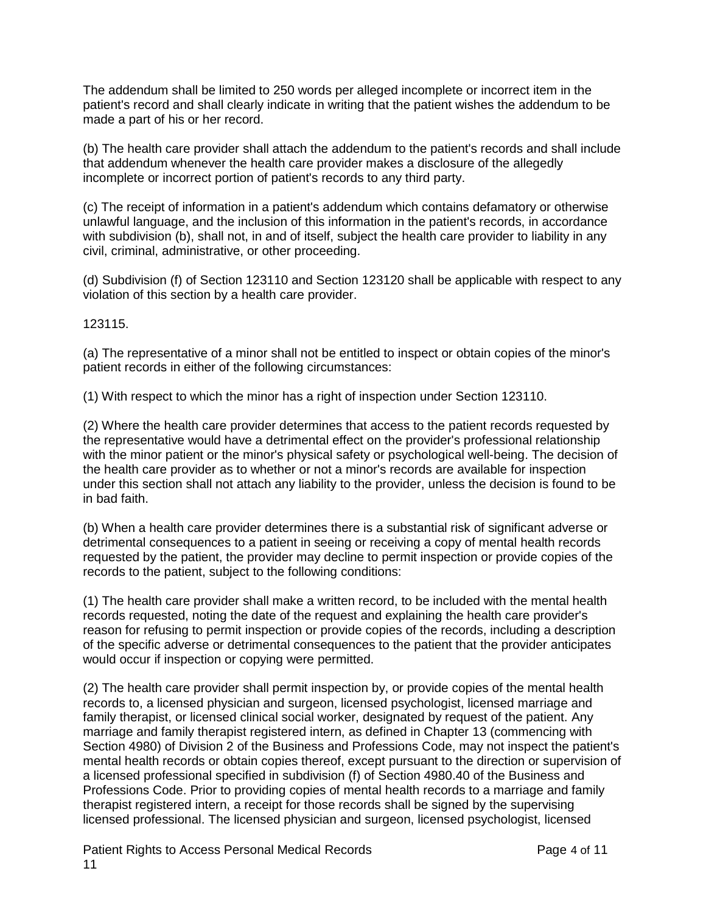The addendum shall be limited to 250 words per alleged incomplete or incorrect item in the patient's record and shall clearly indicate in writing that the patient wishes the addendum to be made a part of his or her record.

(b) The health care provider shall attach the addendum to the patient's records and shall include that addendum whenever the health care provider makes a disclosure of the allegedly incomplete or incorrect portion of patient's records to any third party.

(c) The receipt of information in a patient's addendum which contains defamatory or otherwise unlawful language, and the inclusion of this information in the patient's records, in accordance with subdivision (b), shall not, in and of itself, subject the health care provider to liability in any civil, criminal, administrative, or other proceeding.

(d) Subdivision (f) of Section 123110 and Section 123120 shall be applicable with respect to any violation of this section by a health care provider.

123115.

(a) The representative of a minor shall not be entitled to inspect or obtain copies of the minor's patient records in either of the following circumstances:

(1) With respect to which the minor has a right of inspection under Section 123110.

(2) Where the health care provider determines that access to the patient records requested by the representative would have a detrimental effect on the provider's professional relationship with the minor patient or the minor's physical safety or psychological well-being. The decision of the health care provider as to whether or not a minor's records are available for inspection under this section shall not attach any liability to the provider, unless the decision is found to be in bad faith.

(b) When a health care provider determines there is a substantial risk of significant adverse or detrimental consequences to a patient in seeing or receiving a copy of mental health records requested by the patient, the provider may decline to permit inspection or provide copies of the records to the patient, subject to the following conditions:

(1) The health care provider shall make a written record, to be included with the mental health records requested, noting the date of the request and explaining the health care provider's reason for refusing to permit inspection or provide copies of the records, including a description of the specific adverse or detrimental consequences to the patient that the provider anticipates would occur if inspection or copying were permitted.

(2) The health care provider shall permit inspection by, or provide copies of the mental health records to, a licensed physician and surgeon, licensed psychologist, licensed marriage and family therapist, or licensed clinical social worker, designated by request of the patient. Any marriage and family therapist registered intern, as defined in Chapter 13 (commencing with Section 4980) of Division 2 of the Business and Professions Code, may not inspect the patient's mental health records or obtain copies thereof, except pursuant to the direction or supervision of a licensed professional specified in subdivision (f) of Section 4980.40 of the Business and Professions Code. Prior to providing copies of mental health records to a marriage and family therapist registered intern, a receipt for those records shall be signed by the supervising licensed professional. The licensed physician and surgeon, licensed psychologist, licensed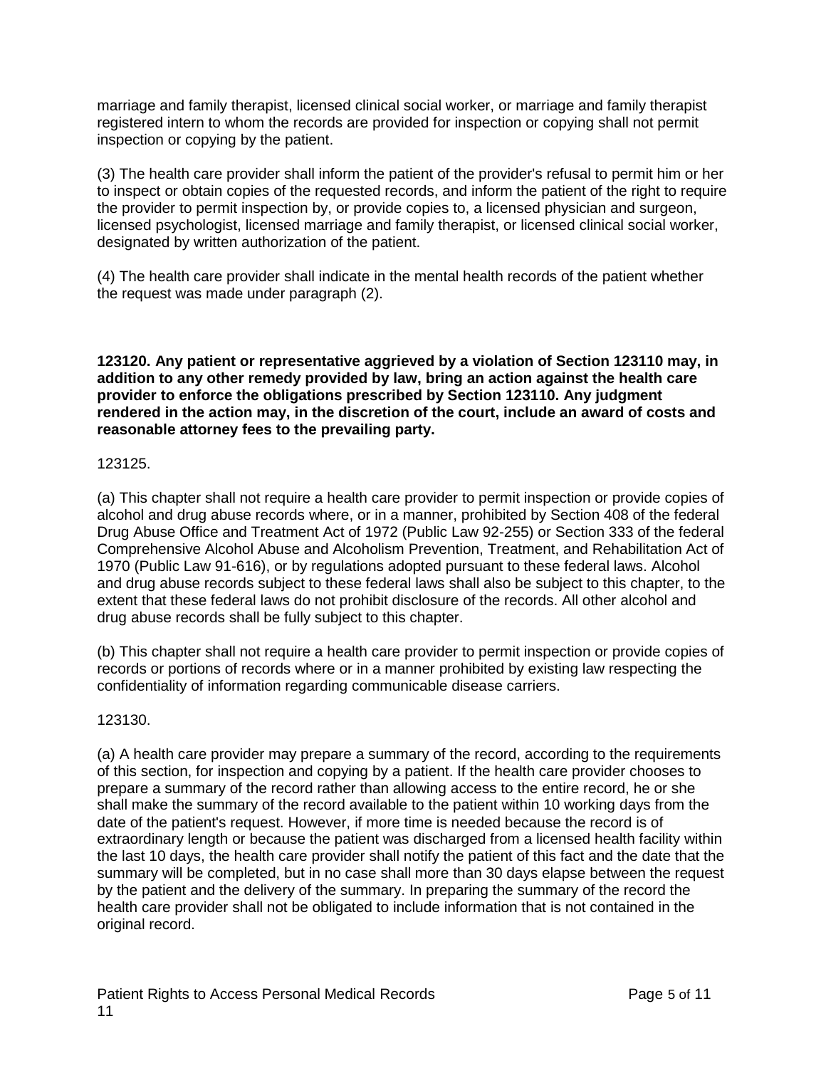marriage and family therapist, licensed clinical social worker, or marriage and family therapist registered intern to whom the records are provided for inspection or copying shall not permit inspection or copying by the patient.

(3) The health care provider shall inform the patient of the provider's refusal to permit him or her to inspect or obtain copies of the requested records, and inform the patient of the right to require the provider to permit inspection by, or provide copies to, a licensed physician and surgeon, licensed psychologist, licensed marriage and family therapist, or licensed clinical social worker, designated by written authorization of the patient.

(4) The health care provider shall indicate in the mental health records of the patient whether the request was made under paragraph (2).

**123120. Any patient or representative aggrieved by a violation of Section 123110 may, in addition to any other remedy provided by law, bring an action against the health care provider to enforce the obligations prescribed by Section 123110. Any judgment rendered in the action may, in the discretion of the court, include an award of costs and reasonable attorney fees to the prevailing party.**

123125.

(a) This chapter shall not require a health care provider to permit inspection or provide copies of alcohol and drug abuse records where, or in a manner, prohibited by Section 408 of the federal Drug Abuse Office and Treatment Act of 1972 (Public Law 92-255) or Section 333 of the federal Comprehensive Alcohol Abuse and Alcoholism Prevention, Treatment, and Rehabilitation Act of 1970 (Public Law 91-616), or by regulations adopted pursuant to these federal laws. Alcohol and drug abuse records subject to these federal laws shall also be subject to this chapter, to the extent that these federal laws do not prohibit disclosure of the records. All other alcohol and drug abuse records shall be fully subject to this chapter.

(b) This chapter shall not require a health care provider to permit inspection or provide copies of records or portions of records where or in a manner prohibited by existing law respecting the confidentiality of information regarding communicable disease carriers.

123130.

(a) A health care provider may prepare a summary of the record, according to the requirements of this section, for inspection and copying by a patient. If the health care provider chooses to prepare a summary of the record rather than allowing access to the entire record, he or she shall make the summary of the record available to the patient within 10 working days from the date of the patient's request. However, if more time is needed because the record is of extraordinary length or because the patient was discharged from a licensed health facility within the last 10 days, the health care provider shall notify the patient of this fact and the date that the summary will be completed, but in no case shall more than 30 days elapse between the request by the patient and the delivery of the summary. In preparing the summary of the record the health care provider shall not be obligated to include information that is not contained in the original record.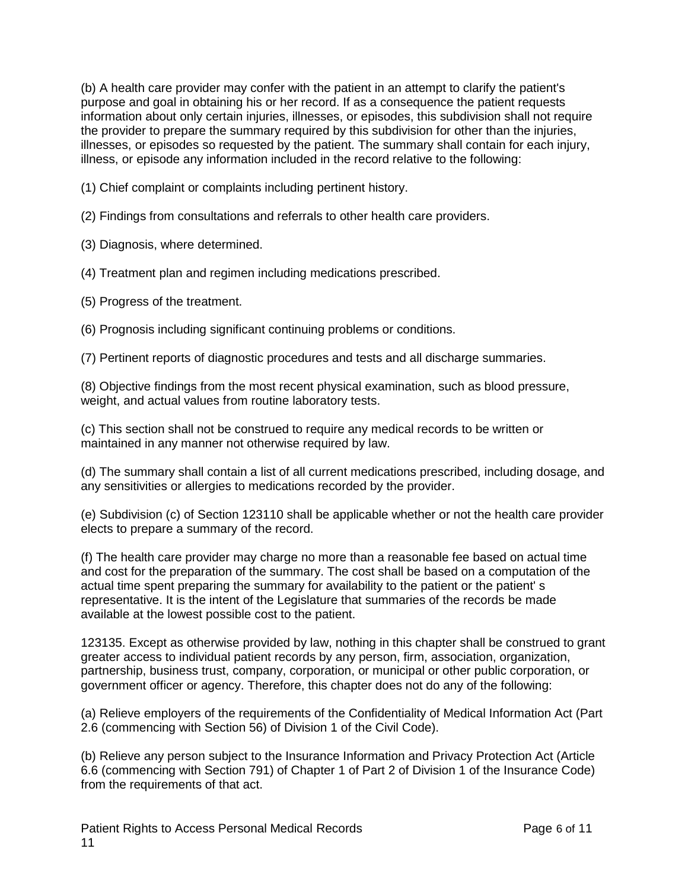(b) A health care provider may confer with the patient in an attempt to clarify the patient's purpose and goal in obtaining his or her record. If as a consequence the patient requests information about only certain injuries, illnesses, or episodes, this subdivision shall not require the provider to prepare the summary required by this subdivision for other than the injuries, illnesses, or episodes so requested by the patient. The summary shall contain for each injury, illness, or episode any information included in the record relative to the following:

(1) Chief complaint or complaints including pertinent history.

(2) Findings from consultations and referrals to other health care providers.

(3) Diagnosis, where determined.

(4) Treatment plan and regimen including medications prescribed.

(5) Progress of the treatment.

(6) Prognosis including significant continuing problems or conditions.

(7) Pertinent reports of diagnostic procedures and tests and all discharge summaries.

(8) Objective findings from the most recent physical examination, such as blood pressure, weight, and actual values from routine laboratory tests.

(c) This section shall not be construed to require any medical records to be written or maintained in any manner not otherwise required by law.

(d) The summary shall contain a list of all current medications prescribed, including dosage, and any sensitivities or allergies to medications recorded by the provider.

(e) Subdivision (c) of Section 123110 shall be applicable whether or not the health care provider elects to prepare a summary of the record.

(f) The health care provider may charge no more than a reasonable fee based on actual time and cost for the preparation of the summary. The cost shall be based on a computation of the actual time spent preparing the summary for availability to the patient or the patient' s representative. It is the intent of the Legislature that summaries of the records be made available at the lowest possible cost to the patient.

123135. Except as otherwise provided by law, nothing in this chapter shall be construed to grant greater access to individual patient records by any person, firm, association, organization, partnership, business trust, company, corporation, or municipal or other public corporation, or government officer or agency. Therefore, this chapter does not do any of the following:

(a) Relieve employers of the requirements of the Confidentiality of Medical Information Act (Part 2.6 (commencing with Section 56) of Division 1 of the Civil Code).

(b) Relieve any person subject to the Insurance Information and Privacy Protection Act (Article 6.6 (commencing with Section 791) of Chapter 1 of Part 2 of Division 1 of the Insurance Code) from the requirements of that act.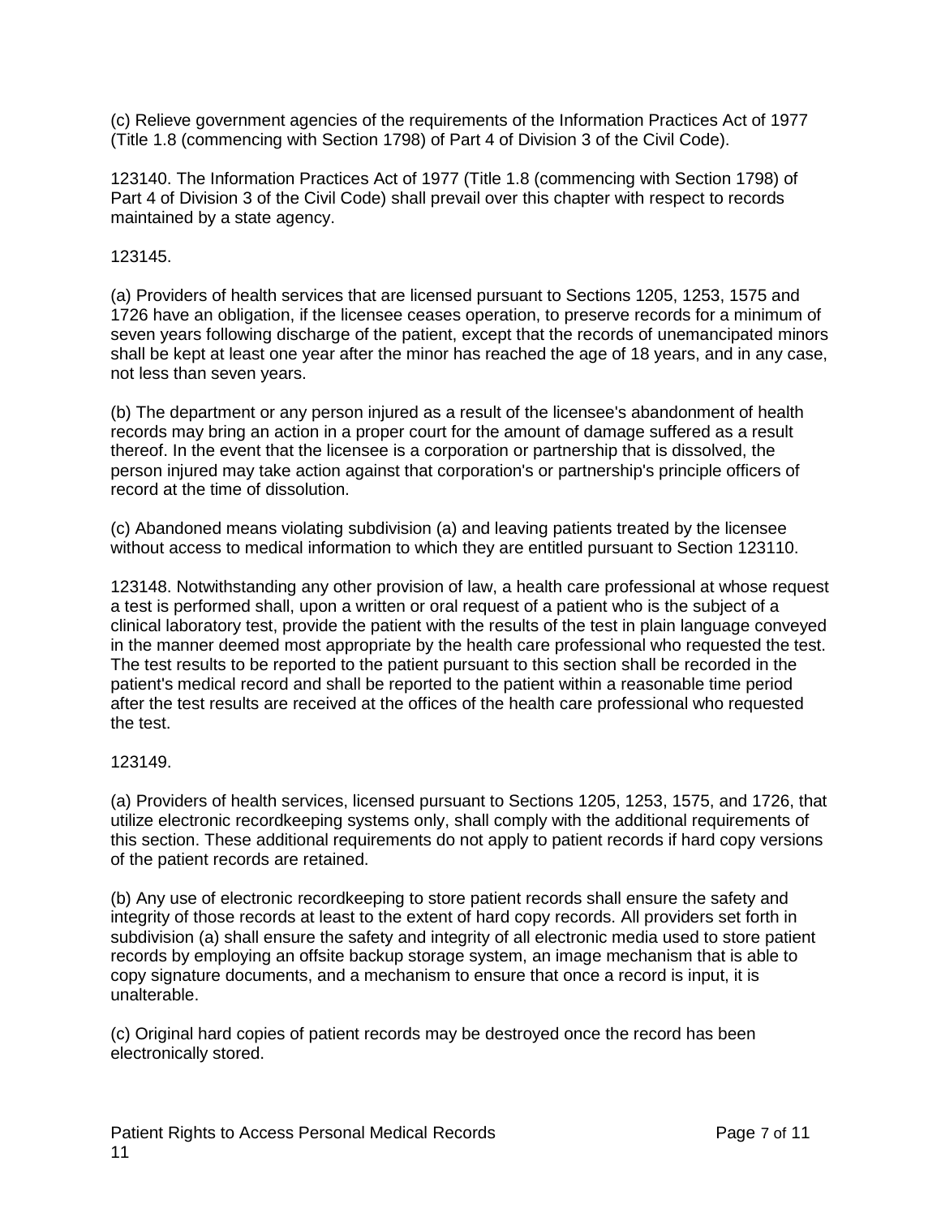(c) Relieve government agencies of the requirements of the Information Practices Act of 1977 (Title 1.8 (commencing with Section 1798) of Part 4 of Division 3 of the Civil Code).

123140. The Information Practices Act of 1977 (Title 1.8 (commencing with Section 1798) of Part 4 of Division 3 of the Civil Code) shall prevail over this chapter with respect to records maintained by a state agency.

123145.

(a) Providers of health services that are licensed pursuant to Sections 1205, 1253, 1575 and 1726 have an obligation, if the licensee ceases operation, to preserve records for a minimum of seven years following discharge of the patient, except that the records of unemancipated minors shall be kept at least one year after the minor has reached the age of 18 years, and in any case, not less than seven years.

(b) The department or any person injured as a result of the licensee's abandonment of health records may bring an action in a proper court for the amount of damage suffered as a result thereof. In the event that the licensee is a corporation or partnership that is dissolved, the person injured may take action against that corporation's or partnership's principle officers of record at the time of dissolution.

(c) Abandoned means violating subdivision (a) and leaving patients treated by the licensee without access to medical information to which they are entitled pursuant to Section 123110.

123148. Notwithstanding any other provision of law, a health care professional at whose request a test is performed shall, upon a written or oral request of a patient who is the subject of a clinical laboratory test, provide the patient with the results of the test in plain language conveyed in the manner deemed most appropriate by the health care professional who requested the test. The test results to be reported to the patient pursuant to this section shall be recorded in the patient's medical record and shall be reported to the patient within a reasonable time period after the test results are received at the offices of the health care professional who requested the test.

123149.

(a) Providers of health services, licensed pursuant to Sections 1205, 1253, 1575, and 1726, that utilize electronic recordkeeping systems only, shall comply with the additional requirements of this section. These additional requirements do not apply to patient records if hard copy versions of the patient records are retained.

(b) Any use of electronic recordkeeping to store patient records shall ensure the safety and integrity of those records at least to the extent of hard copy records. All providers set forth in subdivision (a) shall ensure the safety and integrity of all electronic media used to store patient records by employing an offsite backup storage system, an image mechanism that is able to copy signature documents, and a mechanism to ensure that once a record is input, it is unalterable.

(c) Original hard copies of patient records may be destroyed once the record has been electronically stored.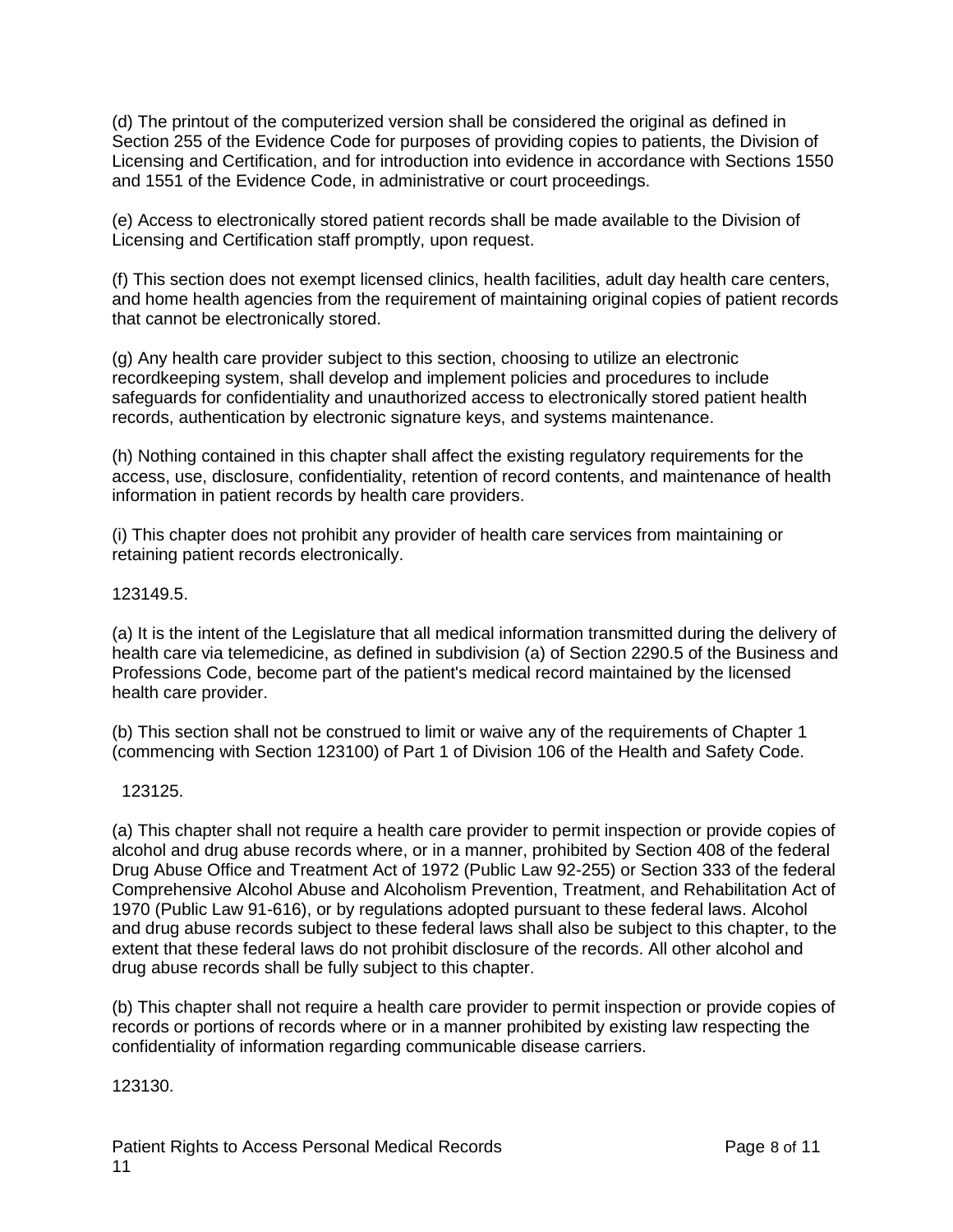(d) The printout of the computerized version shall be considered the original as defined in Section 255 of the Evidence Code for purposes of providing copies to patients, the Division of Licensing and Certification, and for introduction into evidence in accordance with Sections 1550 and 1551 of the Evidence Code, in administrative or court proceedings.

(e) Access to electronically stored patient records shall be made available to the Division of Licensing and Certification staff promptly, upon request.

(f) This section does not exempt licensed clinics, health facilities, adult day health care centers, and home health agencies from the requirement of maintaining original copies of patient records that cannot be electronically stored.

(g) Any health care provider subject to this section, choosing to utilize an electronic recordkeeping system, shall develop and implement policies and procedures to include safeguards for confidentiality and unauthorized access to electronically stored patient health records, authentication by electronic signature keys, and systems maintenance.

(h) Nothing contained in this chapter shall affect the existing regulatory requirements for the access, use, disclosure, confidentiality, retention of record contents, and maintenance of health information in patient records by health care providers.

(i) This chapter does not prohibit any provider of health care services from maintaining or retaining patient records electronically.

123149.5.

(a) It is the intent of the Legislature that all medical information transmitted during the delivery of health care via telemedicine, as defined in subdivision (a) of Section 2290.5 of the Business and Professions Code, become part of the patient's medical record maintained by the licensed health care provider.

(b) This section shall not be construed to limit or waive any of the requirements of Chapter 1 (commencing with Section 123100) of Part 1 of Division 106 of the Health and Safety Code.

123125.

(a) This chapter shall not require a health care provider to permit inspection or provide copies of alcohol and drug abuse records where, or in a manner, prohibited by Section 408 of the federal Drug Abuse Office and Treatment Act of 1972 (Public Law 92-255) or Section 333 of the federal Comprehensive Alcohol Abuse and Alcoholism Prevention, Treatment, and Rehabilitation Act of 1970 (Public Law 91-616), or by regulations adopted pursuant to these federal laws. Alcohol and drug abuse records subject to these federal laws shall also be subject to this chapter, to the extent that these federal laws do not prohibit disclosure of the records. All other alcohol and drug abuse records shall be fully subject to this chapter.

(b) This chapter shall not require a health care provider to permit inspection or provide copies of records or portions of records where or in a manner prohibited by existing law respecting the confidentiality of information regarding communicable disease carriers.

123130.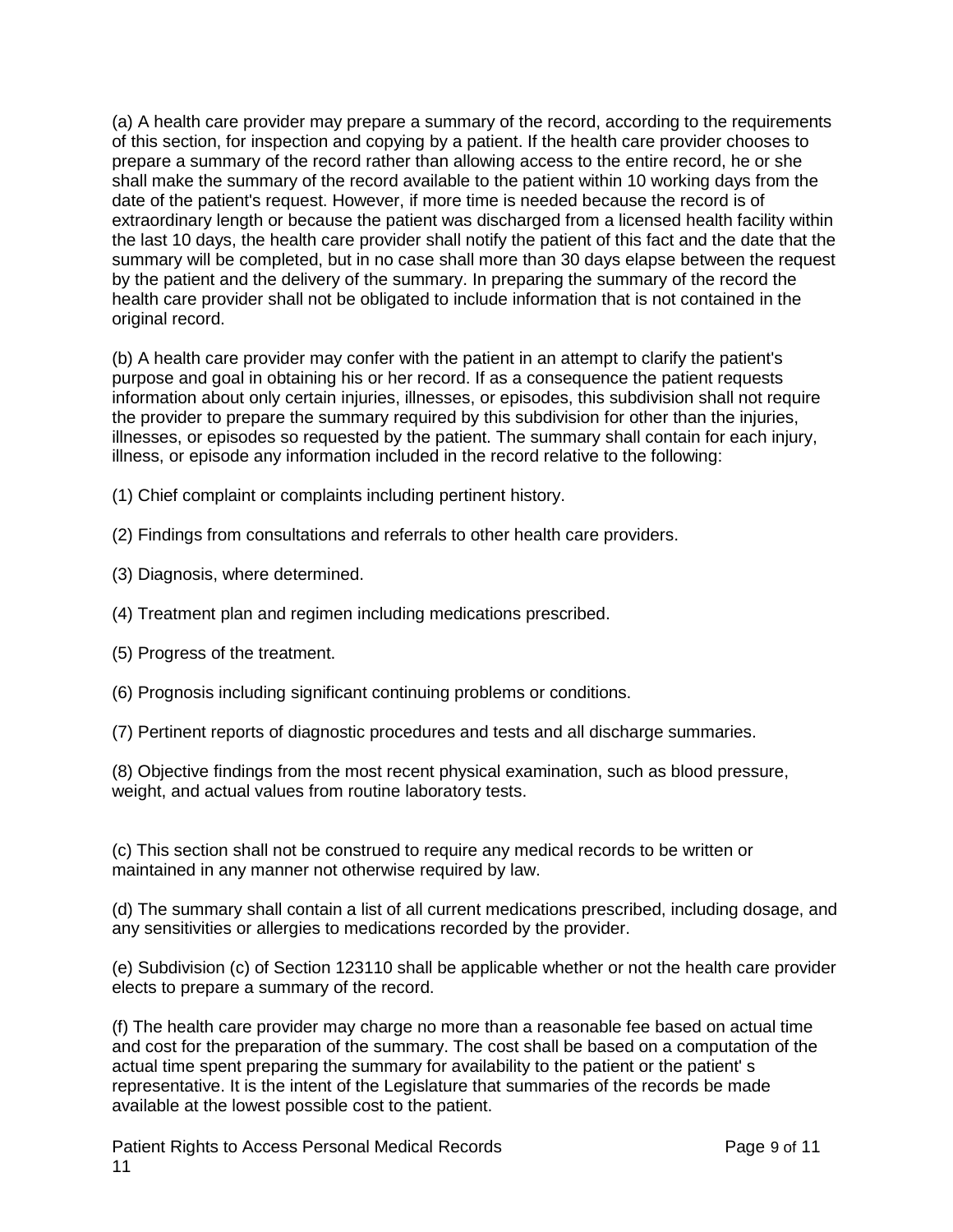(a) A health care provider may prepare a summary of the record, according to the requirements of this section, for inspection and copying by a patient. If the health care provider chooses to prepare a summary of the record rather than allowing access to the entire record, he or she shall make the summary of the record available to the patient within 10 working days from the date of the patient's request. However, if more time is needed because the record is of extraordinary length or because the patient was discharged from a licensed health facility within the last 10 days, the health care provider shall notify the patient of this fact and the date that the summary will be completed, but in no case shall more than 30 days elapse between the request by the patient and the delivery of the summary. In preparing the summary of the record the health care provider shall not be obligated to include information that is not contained in the original record.

(b) A health care provider may confer with the patient in an attempt to clarify the patient's purpose and goal in obtaining his or her record. If as a consequence the patient requests information about only certain injuries, illnesses, or episodes, this subdivision shall not require the provider to prepare the summary required by this subdivision for other than the injuries, illnesses, or episodes so requested by the patient. The summary shall contain for each injury, illness, or episode any information included in the record relative to the following:

(1) Chief complaint or complaints including pertinent history.

(2) Findings from consultations and referrals to other health care providers.

(3) Diagnosis, where determined.

(4) Treatment plan and regimen including medications prescribed.

(5) Progress of the treatment.

(6) Prognosis including significant continuing problems or conditions.

(7) Pertinent reports of diagnostic procedures and tests and all discharge summaries.

(8) Objective findings from the most recent physical examination, such as blood pressure, weight, and actual values from routine laboratory tests.

(c) This section shall not be construed to require any medical records to be written or maintained in any manner not otherwise required by law.

(d) The summary shall contain a list of all current medications prescribed, including dosage, and any sensitivities or allergies to medications recorded by the provider.

(e) Subdivision (c) of Section 123110 shall be applicable whether or not the health care provider elects to prepare a summary of the record.

(f) The health care provider may charge no more than a reasonable fee based on actual time and cost for the preparation of the summary. The cost shall be based on a computation of the actual time spent preparing the summary for availability to the patient or the patient' s representative. It is the intent of the Legislature that summaries of the records be made available at the lowest possible cost to the patient.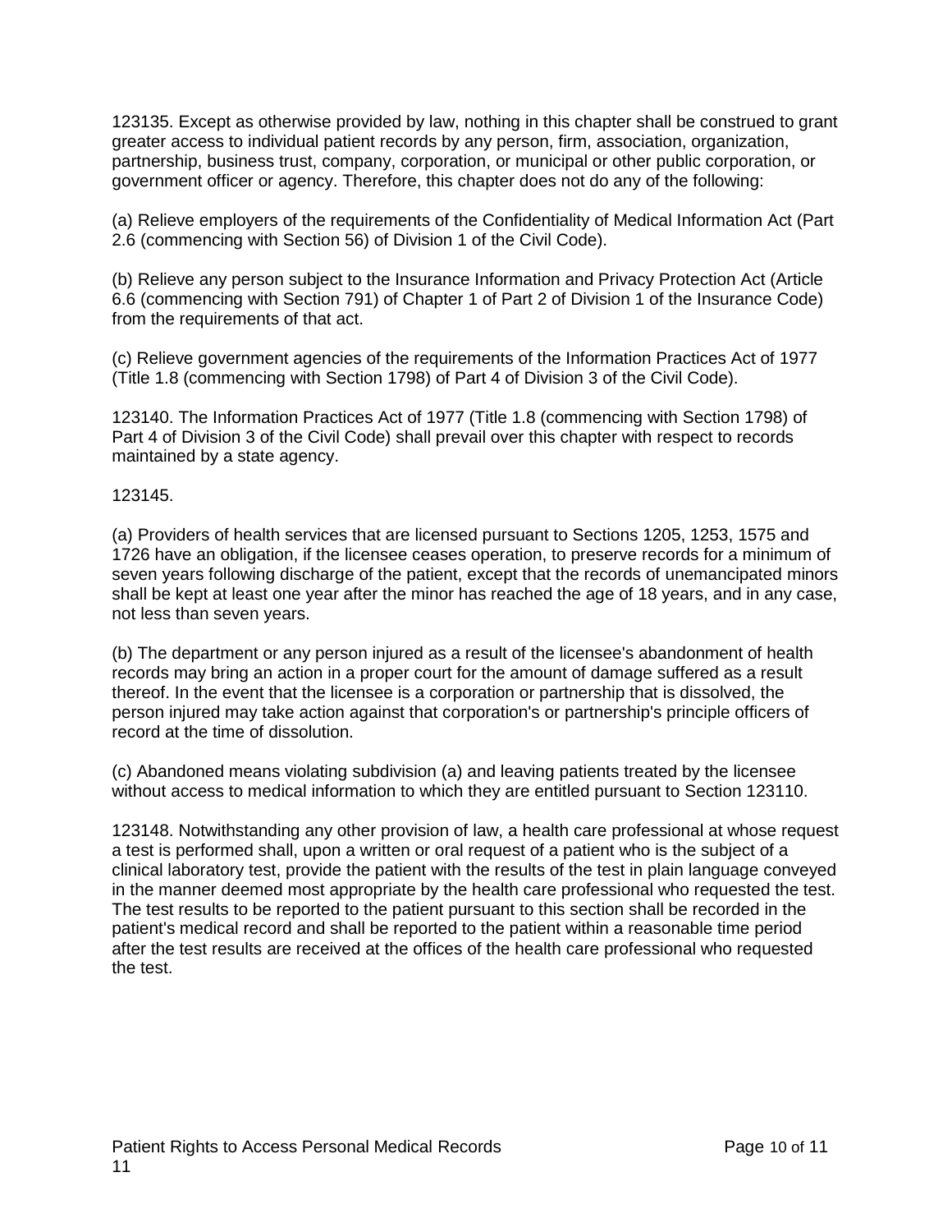123135. Except as otherwise provided by law, nothing in this chapter shall be construed to grant greater access to individual patient records by any person, firm, association, organization, partnership, business trust, company, corporation, or municipal or other public corporation, or government officer or agency. Therefore, this chapter does not do any of the following:

(a) Relieve employers of the requirements of the Confidentiality of Medical Information Act (Part 2.6 (commencing with Section 56) of Division 1 of the Civil Code).

(b) Relieve any person subject to the Insurance Information and Privacy Protection Act (Article 6.6 (commencing with Section 791) of Chapter 1 of Part 2 of Division 1 of the Insurance Code) from the requirements of that act.

(c) Relieve government agencies of the requirements of the Information Practices Act of 1977 (Title 1.8 (commencing with Section 1798) of Part 4 of Division 3 of the Civil Code).

123140. The Information Practices Act of 1977 (Title 1.8 (commencing with Section 1798) of Part 4 of Division 3 of the Civil Code) shall prevail over this chapter with respect to records maintained by a state agency.

123145.

(a) Providers of health services that are licensed pursuant to Sections 1205, 1253, 1575 and 1726 have an obligation, if the licensee ceases operation, to preserve records for a minimum of seven years following discharge of the patient, except that the records of unemancipated minors shall be kept at least one year after the minor has reached the age of 18 years, and in any case, not less than seven years.

(b) The department or any person injured as a result of the licensee's abandonment of health records may bring an action in a proper court for the amount of damage suffered as a result thereof. In the event that the licensee is a corporation or partnership that is dissolved, the person injured may take action against that corporation's or partnership's principle officers of record at the time of dissolution.

(c) Abandoned means violating subdivision (a) and leaving patients treated by the licensee without access to medical information to which they are entitled pursuant to Section 123110.

123148. Notwithstanding any other provision of law, a health care professional at whose request a test is performed shall, upon a written or oral request of a patient who is the subject of a clinical laboratory test, provide the patient with the results of the test in plain language conveyed in the manner deemed most appropriate by the health care professional who requested the test. The test results to be reported to the patient pursuant to this section shall be recorded in the patient's medical record and shall be reported to the patient within a reasonable time period after the test results are received at the offices of the health care professional who requested the test.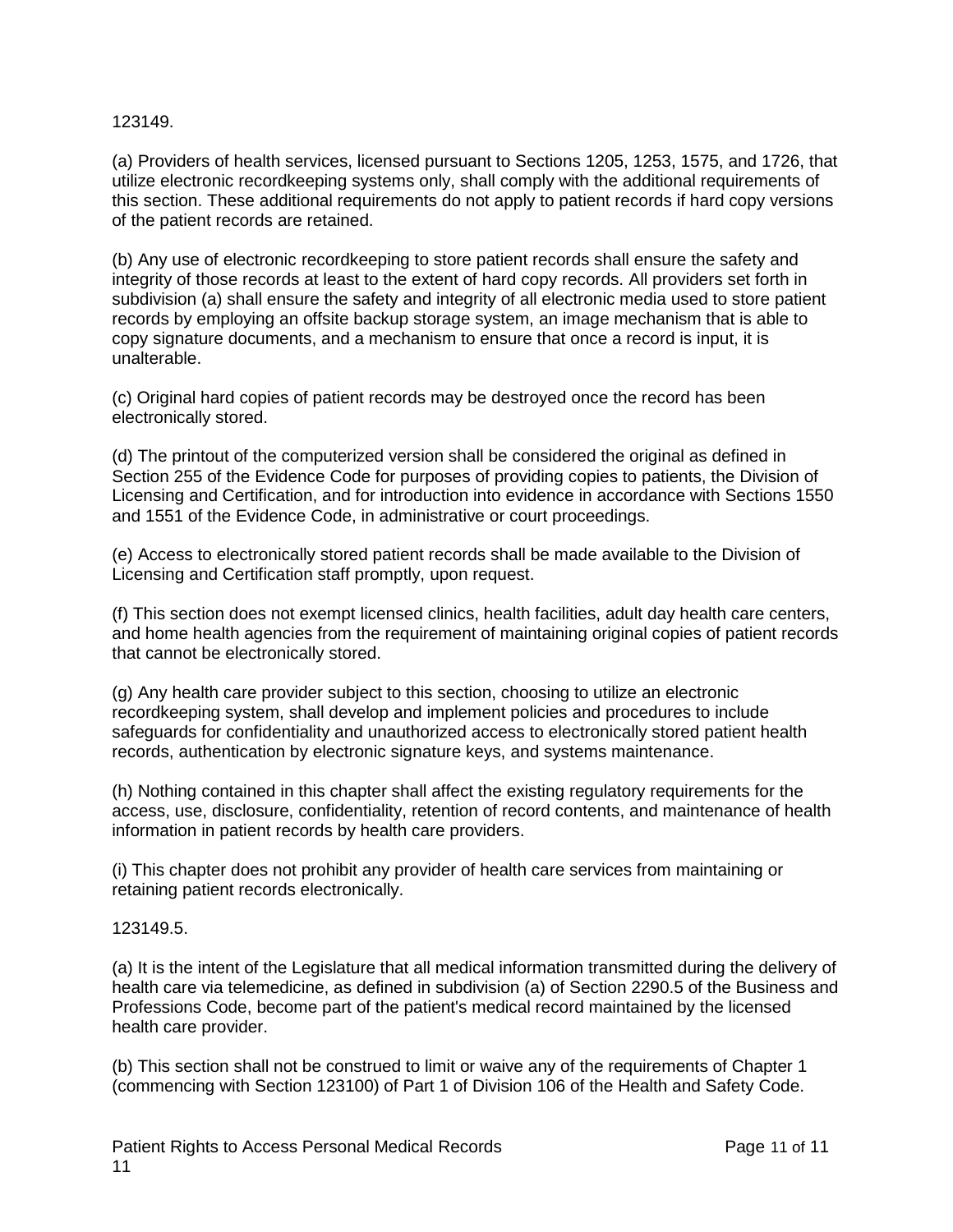123149.

(a) Providers of health services, licensed pursuant to Sections 1205, 1253, 1575, and 1726, that utilize electronic recordkeeping systems only, shall comply with the additional requirements of this section. These additional requirements do not apply to patient records if hard copy versions of the patient records are retained.

(b) Any use of electronic recordkeeping to store patient records shall ensure the safety and integrity of those records at least to the extent of hard copy records. All providers set forth in subdivision (a) shall ensure the safety and integrity of all electronic media used to store patient records by employing an offsite backup storage system, an image mechanism that is able to copy signature documents, and a mechanism to ensure that once a record is input, it is unalterable.

(c) Original hard copies of patient records may be destroyed once the record has been electronically stored.

(d) The printout of the computerized version shall be considered the original as defined in Section 255 of the Evidence Code for purposes of providing copies to patients, the Division of Licensing and Certification, and for introduction into evidence in accordance with Sections 1550 and 1551 of the Evidence Code, in administrative or court proceedings.

(e) Access to electronically stored patient records shall be made available to the Division of Licensing and Certification staff promptly, upon request.

(f) This section does not exempt licensed clinics, health facilities, adult day health care centers, and home health agencies from the requirement of maintaining original copies of patient records that cannot be electronically stored.

(g) Any health care provider subject to this section, choosing to utilize an electronic recordkeeping system, shall develop and implement policies and procedures to include safeguards for confidentiality and unauthorized access to electronically stored patient health records, authentication by electronic signature keys, and systems maintenance.

(h) Nothing contained in this chapter shall affect the existing regulatory requirements for the access, use, disclosure, confidentiality, retention of record contents, and maintenance of health information in patient records by health care providers.

(i) This chapter does not prohibit any provider of health care services from maintaining or retaining patient records electronically.

123149.5.

(a) It is the intent of the Legislature that all medical information transmitted during the delivery of health care via telemedicine, as defined in subdivision (a) of Section 2290.5 of the Business and Professions Code, become part of the patient's medical record maintained by the licensed health care provider.

(b) This section shall not be construed to limit or waive any of the requirements of Chapter 1 (commencing with Section 123100) of Part 1 of Division 106 of the Health and Safety Code.